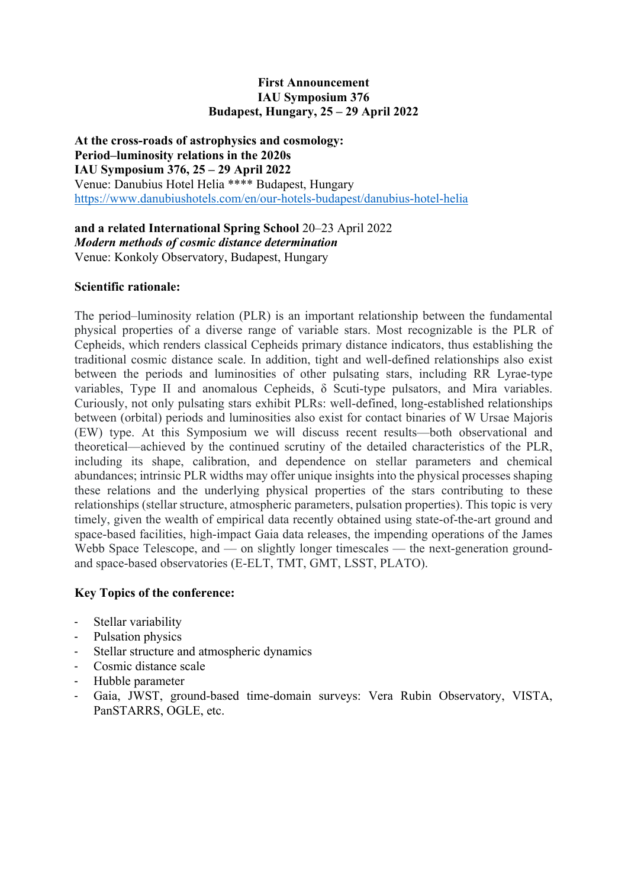**First Announcement**
**IAU Symposium 376**
**Budapest, Hungary, 25 – 29 April 2022**

**At the cross-roads of astrophysics and cosmology:**
**Period–luminosity relations in the 2020s**
**IAU Symposium 376, 25 – 29 April 2022**
Venue: Danubius Hotel Helia **** Budapest, Hungary
https://www.danubiushotels.com/en/our-hotels-budapest/danubius-hotel-helia

**and a related International Spring School** 20–23 April 2022
***Modern methods of cosmic distance determination***
Venue: Konkoly Observatory, Budapest, Hungary

**Scientific rationale:**

The period–luminosity relation (PLR) is an important relationship between the fundamental physical properties of a diverse range of variable stars. Most recognizable is the PLR of Cepheids, which renders classical Cepheids primary distance indicators, thus establishing the traditional cosmic distance scale. In addition, tight and well-defined relationships also exist between the periods and luminosities of other pulsating stars, including RR Lyrae-type variables, Type II and anomalous Cepheids, $\delta$ Scuti-type pulsators, and Mira variables. Curiously, not only pulsating stars exhibit PLRs: well-defined, long-established relationships between (orbital) periods and luminosities also exist for contact binaries of W Ursae Majoris (EW) type. At this Symposium we will discuss recent results—both observational and theoretical—achieved by the continued scrutiny of the detailed characteristics of the PLR, including its shape, calibration, and dependence on stellar parameters and chemical abundances; intrinsic PLR widths may offer unique insights into the physical processes shaping these relations and the underlying physical properties of the stars contributing to these relationships (stellar structure, atmospheric parameters, pulsation properties). This topic is very timely, given the wealth of empirical data recently obtained using state-of-the-art ground and space-based facilities, high-impact Gaia data releases, the impending operations of the James Webb Space Telescope, and — on slightly longer timescales — the next-generation ground- and space-based observatories (E-ELT, TMT, GMT, LSST, PLATO).

**Key Topics of the conference:**

- Stellar variability
- Pulsation physics
- Stellar structure and atmospheric dynamics
- Cosmic distance scale
- Hubble parameter
- Gaia, JWST, ground-based time-domain surveys: Vera Rubin Observatory, VISTA, PanSTARRS, OGLE, etc.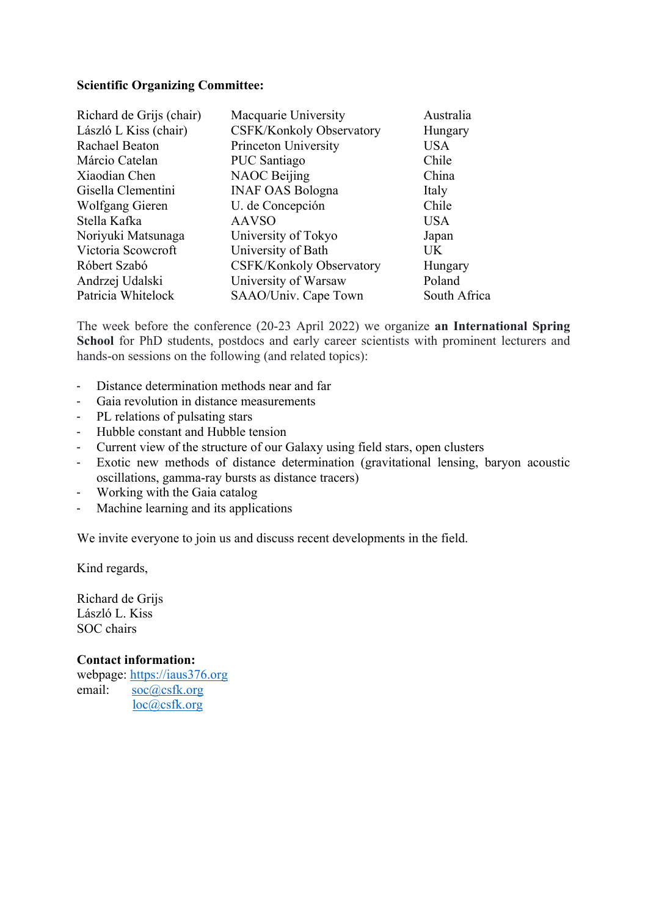**Scientific Organizing Committee:**

| | | |
|---|---|---|
| Richard de Grijs (chair) | Macquarie University | Australia |
| László L Kiss (chair) | CSFK/Konkoly Observatory | Hungary |
| Rachael Beaton | Princeton University | USA |
| Márcio Catelan | PUC Santiago | Chile |
| Xiaodian Chen | NAOC Beijing | China |
| Gisella Clementini | INAF OAS Bologna | Italy |
| Wolfgang Gieren | U. de Concepción | Chile |
| Stella Kafka | AAVSO | USA |
| Noriyuki Matsunaga | University of Tokyo | Japan |
| Victoria Scowcroft | University of Bath | UK |
| Róbert Szabó | CSFK/Konkoly Observatory | Hungary |
| Andrzej Udalski | University of Warsaw | Poland |
| Patricia Whitelock | SAAO/Univ. Cape Town | South Africa |

The week before the conference (20-23 April 2022) we organize **an International Spring School** for PhD students, postdocs and early career scientists with prominent lecturers and hands-on sessions on the following (and related topics):

- Distance determination methods near and far
- Gaia revolution in distance measurements
- PL relations of pulsating stars
- Hubble constant and Hubble tension
- Current view of the structure of our Galaxy using field stars, open clusters
- Exotic new methods of distance determination (gravitational lensing, baryon acoustic oscillations, gamma-ray bursts as distance tracers)
- Working with the Gaia catalog
- Machine learning and its applications

We invite everyone to join us and discuss recent developments in the field.

Kind regards,

Richard de Grijs
László L. Kiss
SOC chairs

**Contact information:**
webpage: https://iaus376.org
email: soc@csfk.org
loc@csfk.org